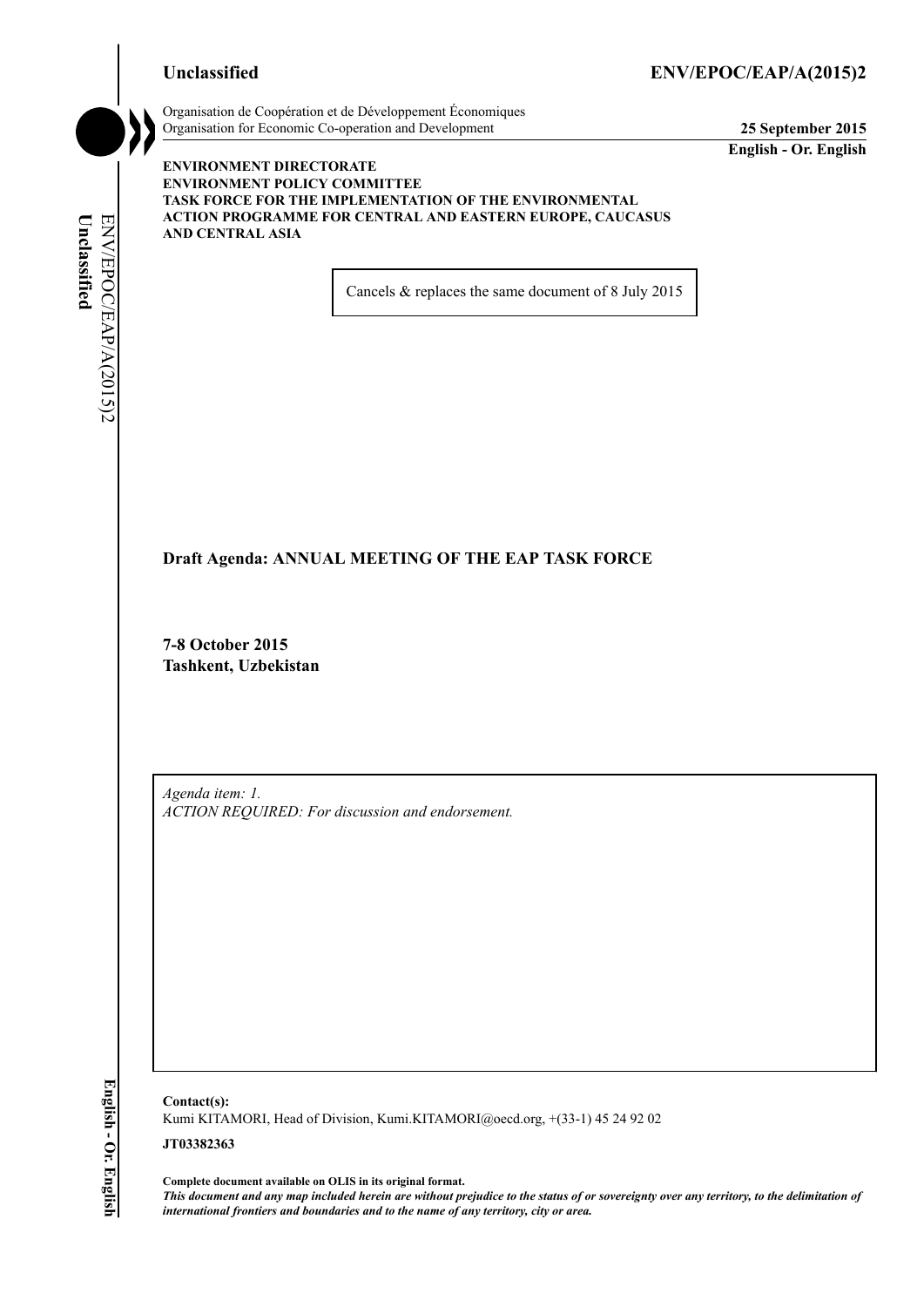**Unclassified** **ENV/EPOC/EAP/A(2015)2**

Organisation de Coopération et de Développement Économiques
Organisation for Economic Co-operation and Development

**25 September 2015**

**English - Or. English**

**ENVIRONMENT DIRECTORATE**
**ENVIRONMENT POLICY COMMITTEE**
**TASK FORCE FOR THE IMPLEMENTATION OF THE ENVIRONMENTAL ACTION PROGRAMME FOR CENTRAL AND EASTERN EUROPE, CAUCASUS AND CENTRAL ASIA**

Cancels & replaces the same document of 8 July 2015

# Draft Agenda: ANNUAL MEETING OF THE EAP TASK FORCE

**7-8 October 2015**
**Tashkent, Uzbekistan**

*Agenda item: 1.*
*ACTION REQUIRED: For discussion and endorsement.*

**Contact(s):**
Kumi KITAMORI, Head of Division, Kumi.KITAMORI@oecd.org, +(33-1) 45 24 92 02

**JT03382363**

**Complete document available on OLIS in its original format.**
***This document and any map included herein are without prejudice to the status of or sovereignty over any territory, to the delimitation of international frontiers and boundaries and to the name of any territory, city or area.***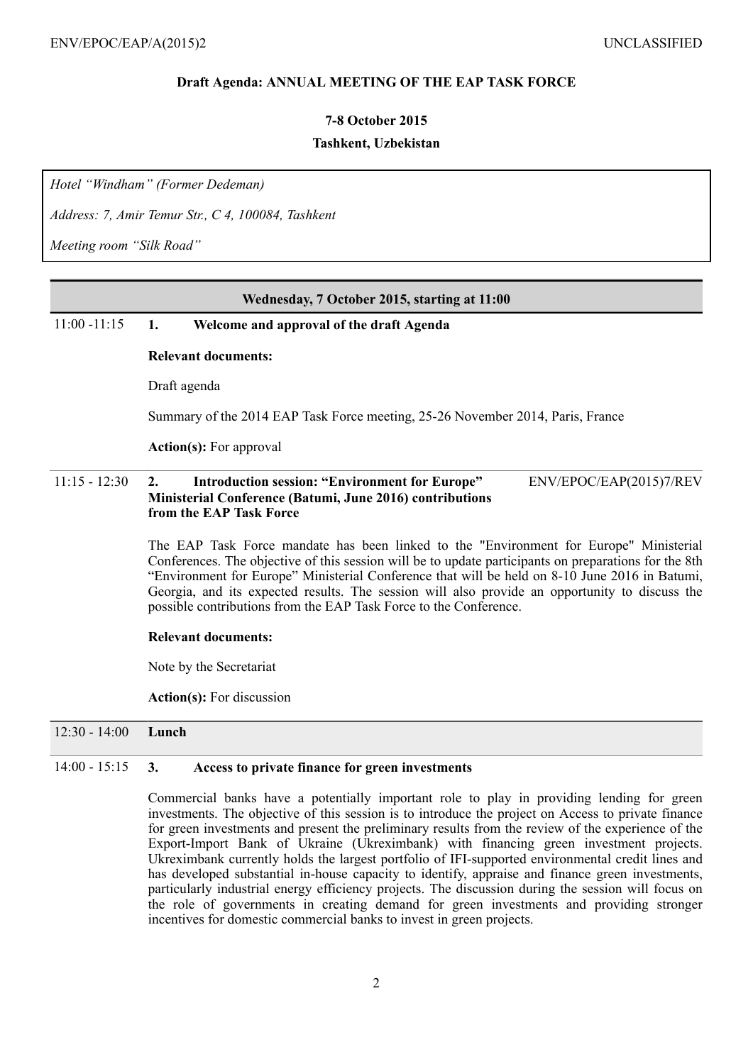**Draft Agenda: ANNUAL MEETING OF THE EAP TASK FORCE**

**7-8 October 2015**

**Tashkent, Uzbekistan**

*Hotel "Windham" (Former Dedeman)*

*Address: 7, Amir Temur Str., C 4, 100084, Tashkent*

*Meeting room "Silk Road"*

**Wednesday, 7 October 2015, starting at 11:00**

11:00 -11:15 **1. Welcome and approval of the draft Agenda**

**Relevant documents:**

Draft agenda

Summary of the 2014 EAP Task Force meeting, 25-26 November 2014, Paris, France

**Action(s):** For approval

11:15 - 12:30 **2. Introduction session: "Environment for Europe" Ministerial Conference (Batumi, June 2016) contributions from the EAP Task Force** ENV/EPOC/EAP(2015)7/REV

The EAP Task Force mandate has been linked to the "Environment for Europe" Ministerial Conferences. The objective of this session will be to update participants on preparations for the 8th "Environment for Europe" Ministerial Conference that will be held on 8-10 June 2016 in Batumi, Georgia, and its expected results. The session will also provide an opportunity to discuss the possible contributions from the EAP Task Force to the Conference.

**Relevant documents:**

Note by the Secretariat

**Action(s):** For discussion

12:30 - 14:00 **Lunch**

14:00 - 15:15 **3. Access to private finance for green investments**

Commercial banks have a potentially important role to play in providing lending for green investments. The objective of this session is to introduce the project on Access to private finance for green investments and present the preliminary results from the review of the experience of the Export-Import Bank of Ukraine (Ukreximbank) with financing green investment projects. Ukreximbank currently holds the largest portfolio of IFI-supported environmental credit lines and has developed substantial in-house capacity to identify, appraise and finance green investments, particularly industrial energy efficiency projects. The discussion during the session will focus on the role of governments in creating demand for green investments and providing stronger incentives for domestic commercial banks to invest in green projects.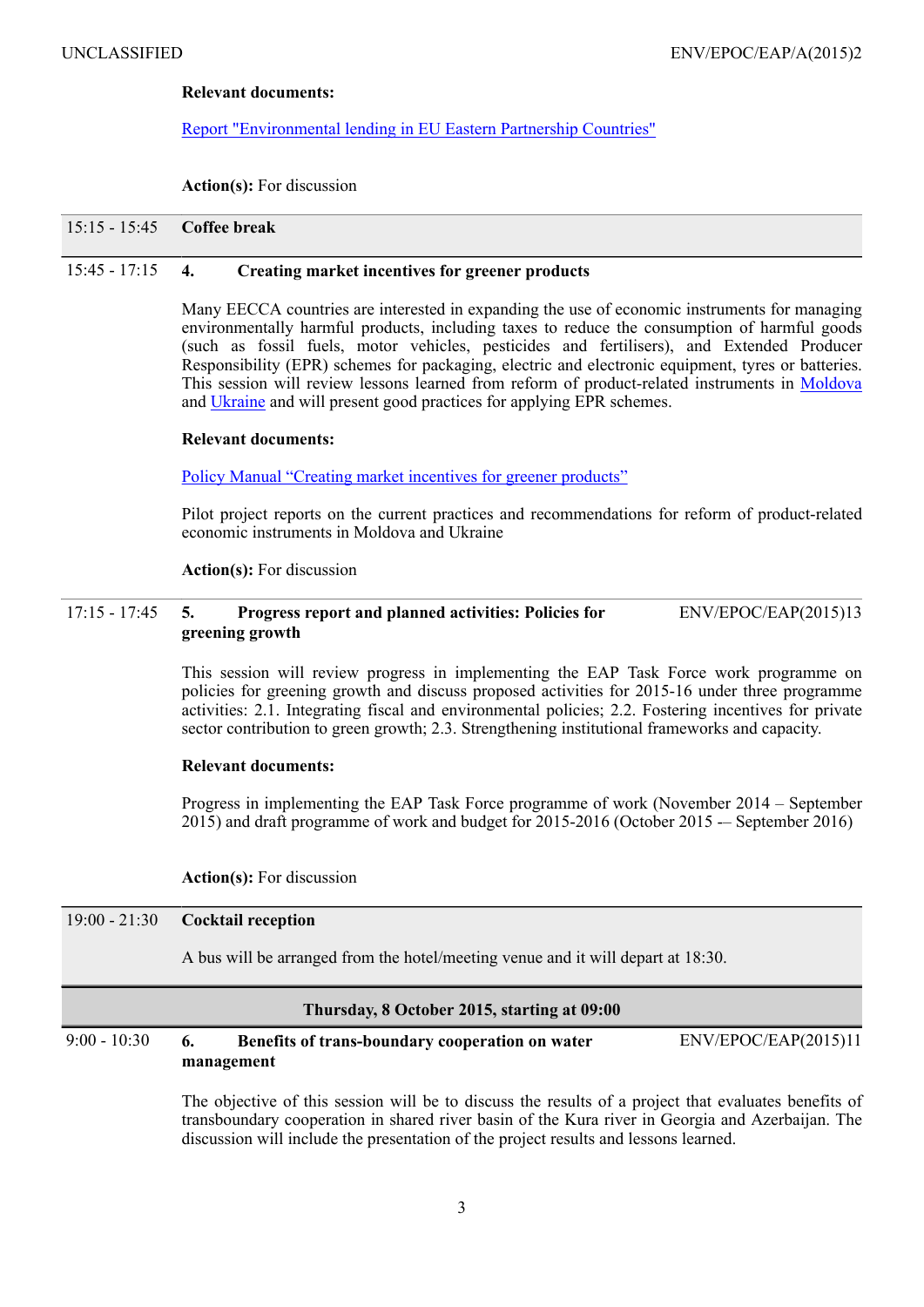**Relevant documents:**

Report "Environmental lending in EU Eastern Partnership Countries"

**Action(s):** For discussion

---

15:15 - 15:45 **Coffee break**

---

15:45 - 17:15 **4. Creating market incentives for greener products**

Many EECCA countries are interested in expanding the use of economic instruments for managing environmentally harmful products, including taxes to reduce the consumption of harmful goods (such as fossil fuels, motor vehicles, pesticides and fertilisers), and Extended Producer Responsibility (EPR) schemes for packaging, electric and electronic equipment, tyres or batteries. This session will review lessons learned from reform of product-related instruments in Moldova and Ukraine and will present good practices for applying EPR schemes.

**Relevant documents:**

Policy Manual "Creating market incentives for greener products"

Pilot project reports on the current practices and recommendations for reform of product-related economic instruments in Moldova and Ukraine

**Action(s):** For discussion

---

17:15 - 17:45 **5. Progress report and planned activities: Policies for greening growth** ENV/EPOC/EAP(2015)13

This session will review progress in implementing the EAP Task Force work programme on policies for greening growth and discuss proposed activities for 2015-16 under three programme activities: 2.1. Integrating fiscal and environmental policies; 2.2. Fostering incentives for private sector contribution to green growth; 2.3. Strengthening institutional frameworks and capacity.

**Relevant documents:**

Progress in implementing the EAP Task Force programme of work (November 2014 – September 2015) and draft programme of work and budget for 2015-2016 (October 2015 -– September 2016)

**Action(s):** For discussion

---

19:00 - 21:30 **Cocktail reception**

A bus will be arranged from the hotel/meeting venue and it will depart at 18:30.

---

**Thursday, 8 October 2015, starting at 09:00**

---

9:00 - 10:30 **6. Benefits of trans-boundary cooperation on water management** ENV/EPOC/EAP(2015)11

The objective of this session will be to discuss the results of a project that evaluates benefits of transboundary cooperation in shared river basin of the Kura river in Georgia and Azerbaijan. The discussion will include the presentation of the project results and lessons learned.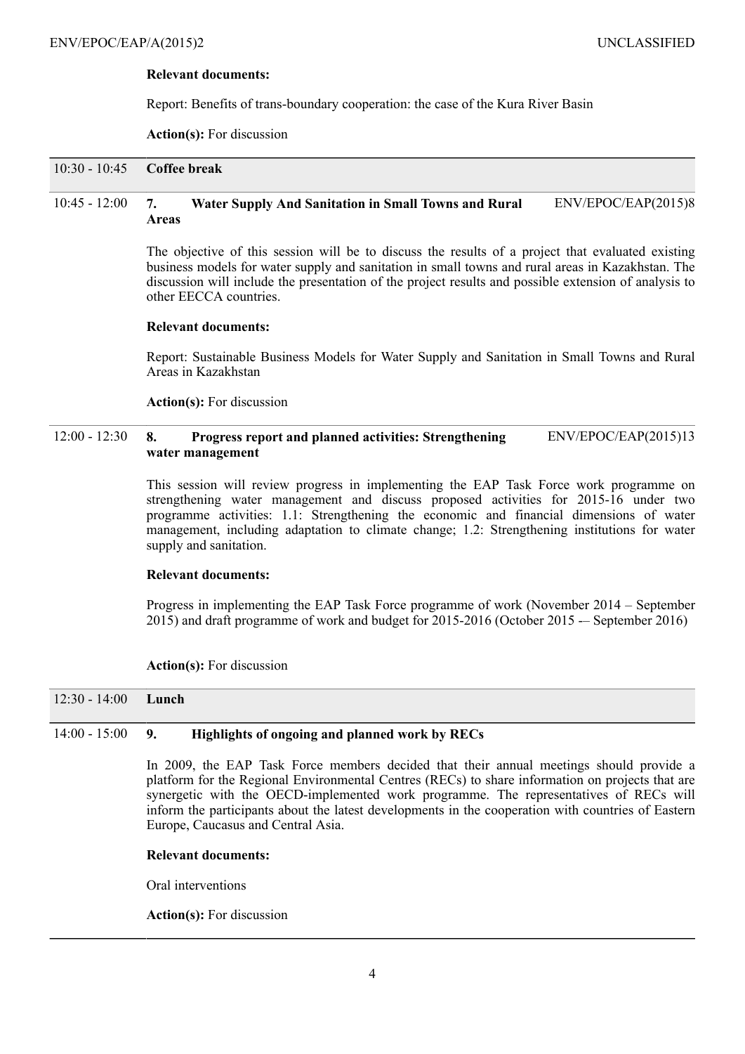**Relevant documents:**

Report: Benefits of trans-boundary cooperation: the case of the Kura River Basin

**Action(s):** For discussion

---

10:30 - 10:45 **Coffee break**

---

10:45 - 12:00 **7. Water Supply And Sanitation in Small Towns and Rural Areas** ENV/EPOC/EAP(2015)8

The objective of this session will be to discuss the results of a project that evaluated existing business models for water supply and sanitation in small towns and rural areas in Kazakhstan. The discussion will include the presentation of the project results and possible extension of analysis to other EECCA countries.

**Relevant documents:**

Report: Sustainable Business Models for Water Supply and Sanitation in Small Towns and Rural Areas in Kazakhstan

**Action(s):** For discussion

---

12:00 - 12:30 **8. Progress report and planned activities: Strengthening water management** ENV/EPOC/EAP(2015)13

This session will review progress in implementing the EAP Task Force work programme on strengthening water management and discuss proposed activities for 2015-16 under two programme activities: 1.1: Strengthening the economic and financial dimensions of water management, including adaptation to climate change; 1.2: Strengthening institutions for water supply and sanitation.

**Relevant documents:**

Progress in implementing the EAP Task Force programme of work (November 2014 – September 2015) and draft programme of work and budget for 2015-2016 (October 2015 -– September 2016)

**Action(s):** For discussion

---

12:30 - 14:00 **Lunch**

---

14:00 - 15:00 **9. Highlights of ongoing and planned work by RECs**

In 2009, the EAP Task Force members decided that their annual meetings should provide a platform for the Regional Environmental Centres (RECs) to share information on projects that are synergetic with the OECD-implemented work programme. The representatives of RECs will inform the participants about the latest developments in the cooperation with countries of Eastern Europe, Caucasus and Central Asia.

**Relevant documents:**

Oral interventions

**Action(s):** For discussion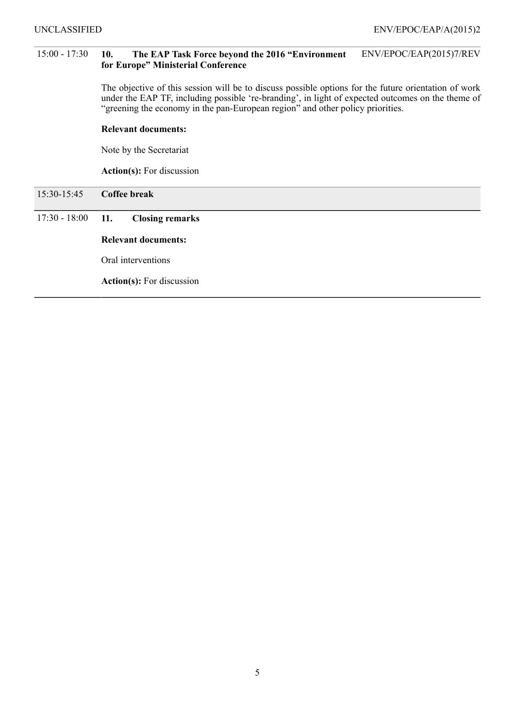| | | |
|---|---|---|
| 15:00 - 17:30 | **10. The EAP Task Force beyond the 2016 "Environment for Europe" Ministerial Conference**<br><br>The objective of this session will be to discuss possible options for the future orientation of work under the EAP TF, including possible 're-branding', in light of expected outcomes on the theme of "greening the economy in the pan-European region" and other policy priorities.<br><br>**Relevant documents:**<br><br>Note by the Secretariat<br><br>**Action(s):** For discussion | ENV/EPOC/EAP(2015)7/REV |
| 15:30-15:45 | **Coffee break** | |
| 17:30 - 18:00 | **11. Closing remarks**<br><br>**Relevant documents:**<br><br>Oral interventions<br><br>**Action(s):** For discussion | |